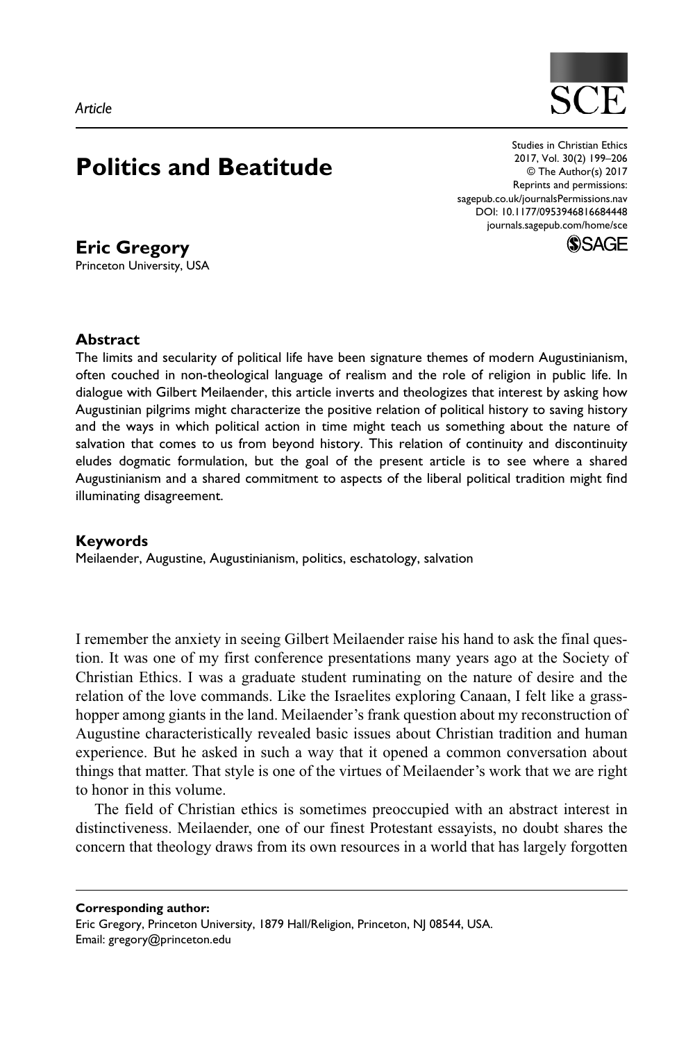*Article*

# Politics and Beatitude

Studies in Christian Ethics
2017, Vol. 30(2) 199–206
© The Author(s) 2017
Reprints and permissions:
sagepub.co.uk/journalsPermissions.nav
DOI: 10.1177/0953946816684448
journals.sagepub.com/home/sce

**Eric Gregory**
Princeton University, USA

### Abstract

The limits and secularity of political life have been signature themes of modern Augustinianism, often couched in non-theological language of realism and the role of religion in public life. In dialogue with Gilbert Meilaender, this article inverts and theologizes that interest by asking how Augustinian pilgrims might characterize the positive relation of political history to saving history and the ways in which political action in time might teach us something about the nature of salvation that comes to us from beyond history. This relation of continuity and discontinuity eludes dogmatic formulation, but the goal of the present article is to see where a shared Augustinianism and a shared commitment to aspects of the liberal political tradition might find illuminating disagreement.

### Keywords

Meilaender, Augustine, Augustinianism, politics, eschatology, salvation

I remember the anxiety in seeing Gilbert Meilaender raise his hand to ask the final question. It was one of my first conference presentations many years ago at the Society of Christian Ethics. I was a graduate student ruminating on the nature of desire and the relation of the love commands. Like the Israelites exploring Canaan, I felt like a grasshopper among giants in the land. Meilaender's frank question about my reconstruction of Augustine characteristically revealed basic issues about Christian tradition and human experience. But he asked in such a way that it opened a common conversation about things that matter. That style is one of the virtues of Meilaender's work that we are right to honor in this volume.

The field of Christian ethics is sometimes preoccupied with an abstract interest in distinctiveness. Meilaender, one of our finest Protestant essayists, no doubt shares the concern that theology draws from its own resources in a world that has largely forgotten

**Corresponding author:**
Eric Gregory, Princeton University, 1879 Hall/Religion, Princeton, NJ 08544, USA.
Email: gregory@princeton.edu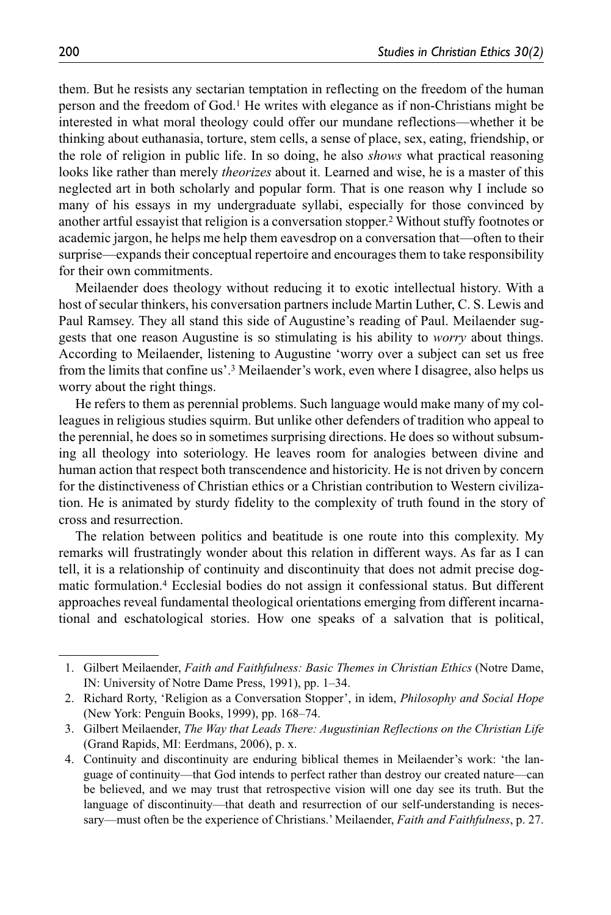them. But he resists any sectarian temptation in reflecting on the freedom of the human person and the freedom of God.[1] He writes with elegance as if non-Christians might be interested in what moral theology could offer our mundane reflections—whether it be thinking about euthanasia, torture, stem cells, a sense of place, sex, eating, friendship, or the role of religion in public life. In so doing, he also *shows* what practical reasoning looks like rather than merely *theorizes* about it. Learned and wise, he is a master of this neglected art in both scholarly and popular form. That is one reason why I include so many of his essays in my undergraduate syllabi, especially for those convinced by another artful essayist that religion is a conversation stopper.[2] Without stuffy footnotes or academic jargon, he helps me help them eavesdrop on a conversation that—often to their surprise—expands their conceptual repertoire and encourages them to take responsibility for their own commitments.

Meilaender does theology without reducing it to exotic intellectual history. With a host of secular thinkers, his conversation partners include Martin Luther, C. S. Lewis and Paul Ramsey. They all stand this side of Augustine's reading of Paul. Meilaender suggests that one reason Augustine is so stimulating is his ability to *worry* about things. According to Meilaender, listening to Augustine 'worry over a subject can set us free from the limits that confine us'.[3] Meilaender's work, even where I disagree, also helps us worry about the right things.

He refers to them as perennial problems. Such language would make many of my colleagues in religious studies squirm. But unlike other defenders of tradition who appeal to the perennial, he does so in sometimes surprising directions. He does so without subsuming all theology into soteriology. He leaves room for analogies between divine and human action that respect both transcendence and historicity. He is not driven by concern for the distinctiveness of Christian ethics or a Christian contribution to Western civilization. He is animated by sturdy fidelity to the complexity of truth found in the story of cross and resurrection.

The relation between politics and beatitude is one route into this complexity. My remarks will frustratingly wonder about this relation in different ways. As far as I can tell, it is a relationship of continuity and discontinuity that does not admit precise dogmatic formulation.[4] Ecclesial bodies do not assign it confessional status. But different approaches reveal fundamental theological orientations emerging from different incarnational and eschatological stories. How one speaks of a salvation that is political,

1. Gilbert Meilaender, *Faith and Faithfulness: Basic Themes in Christian Ethics* (Notre Dame, IN: University of Notre Dame Press, 1991), pp. 1–34.
2. Richard Rorty, 'Religion as a Conversation Stopper', in idem, *Philosophy and Social Hope* (New York: Penguin Books, 1999), pp. 168–74.
3. Gilbert Meilaender, *The Way that Leads There: Augustinian Reflections on the Christian Life* (Grand Rapids, MI: Eerdmans, 2006), p. x.
4. Continuity and discontinuity are enduring biblical themes in Meilaender's work: 'the language of continuity—that God intends to perfect rather than destroy our created nature—can be believed, and we may trust that retrospective vision will one day see its truth. But the language of discontinuity—that death and resurrection of our self-understanding is necessary—must often be the experience of Christians.' Meilaender, *Faith and Faithfulness*, p. 27.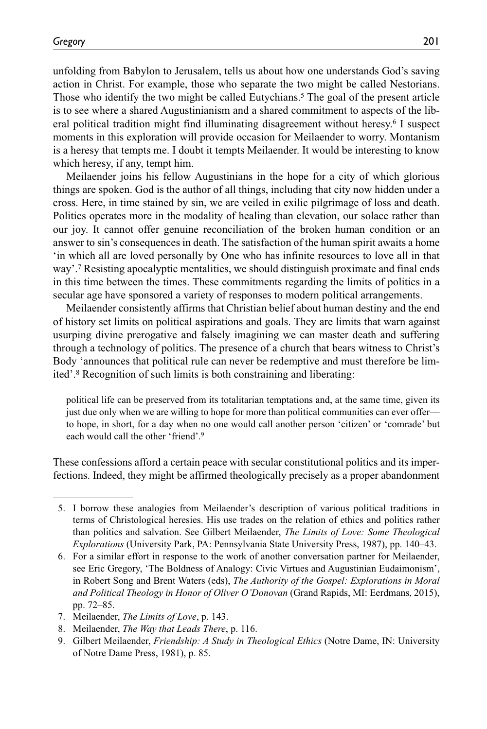unfolding from Babylon to Jerusalem, tells us about how one understands God's saving action in Christ. For example, those who separate the two might be called Nestorians. Those who identify the two might be called Eutychians.[5] The goal of the present article is to see where a shared Augustinianism and a shared commitment to aspects of the liberal political tradition might find illuminating disagreement without heresy.[6] I suspect moments in this exploration will provide occasion for Meilaender to worry. Montanism is a heresy that tempts me. I doubt it tempts Meilaender. It would be interesting to know which heresy, if any, tempt him.

Meilaender joins his fellow Augustinians in the hope for a city of which glorious things are spoken. God is the author of all things, including that city now hidden under a cross. Here, in time stained by sin, we are veiled in exilic pilgrimage of loss and death. Politics operates more in the modality of healing than elevation, our solace rather than our joy. It cannot offer genuine reconciliation of the broken human condition or an answer to sin's consequences in death. The satisfaction of the human spirit awaits a home 'in which all are loved personally by One who has infinite resources to love all in that way'.[7] Resisting apocalyptic mentalities, we should distinguish proximate and final ends in this time between the times. These commitments regarding the limits of politics in a secular age have sponsored a variety of responses to modern political arrangements.

Meilaender consistently affirms that Christian belief about human destiny and the end of history set limits on political aspirations and goals. They are limits that warn against usurping divine prerogative and falsely imagining we can master death and suffering through a technology of politics. The presence of a church that bears witness to Christ's Body 'announces that political rule can never be redemptive and must therefore be limited'.[8] Recognition of such limits is both constraining and liberating:

> political life can be preserved from its totalitarian temptations and, at the same time, given its just due only when we are willing to hope for more than political communities can ever offer—to hope, in short, for a day when no one would call another person 'citizen' or 'comrade' but each would call the other 'friend'.[9]

These confessions afford a certain peace with secular constitutional politics and its imperfections. Indeed, they might be affirmed theologically precisely as a proper abandonment

---

5. I borrow these analogies from Meilaender's description of various political traditions in terms of Christological heresies. His use trades on the relation of ethics and politics rather than politics and salvation. See Gilbert Meilaender, *The Limits of Love: Some Theological Explorations* (University Park, PA: Pennsylvania State University Press, 1987), pp. 140–43.
6. For a similar effort in response to the work of another conversation partner for Meilaender, see Eric Gregory, 'The Boldness of Analogy: Civic Virtues and Augustinian Eudaimonism', in Robert Song and Brent Waters (eds), *The Authority of the Gospel: Explorations in Moral and Political Theology in Honor of Oliver O'Donovan* (Grand Rapids, MI: Eerdmans, 2015), pp. 72–85.
7. Meilaender, *The Limits of Love*, p. 143.
8. Meilaender, *The Way that Leads There*, p. 116.
9. Gilbert Meilaender, *Friendship: A Study in Theological Ethics* (Notre Dame, IN: University of Notre Dame Press, 1981), p. 85.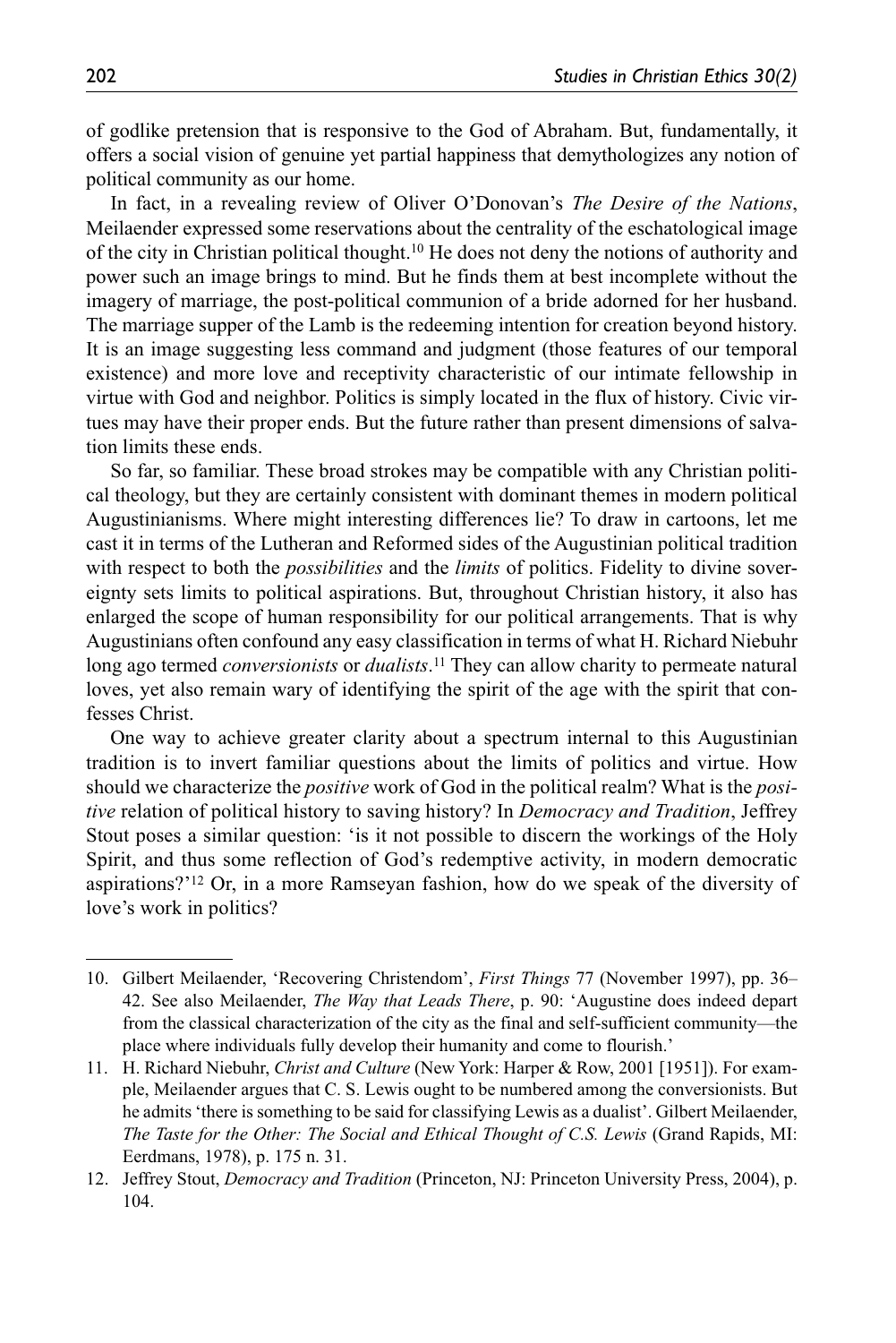of godlike pretension that is responsive to the God of Abraham. But, fundamentally, it offers a social vision of genuine yet partial happiness that demythologizes any notion of political community as our home.

In fact, in a revealing review of Oliver O'Donovan's *The Desire of the Nations*, Meilaender expressed some reservations about the centrality of the eschatological image of the city in Christian political thought.[10] He does not deny the notions of authority and power such an image brings to mind. But he finds them at best incomplete without the imagery of marriage, the post-political communion of a bride adorned for her husband. The marriage supper of the Lamb is the redeeming intention for creation beyond history. It is an image suggesting less command and judgment (those features of our temporal existence) and more love and receptivity characteristic of our intimate fellowship in virtue with God and neighbor. Politics is simply located in the flux of history. Civic virtues may have their proper ends. But the future rather than present dimensions of salvation limits these ends.

So far, so familiar. These broad strokes may be compatible with any Christian political theology, but they are certainly consistent with dominant themes in modern political Augustinianisms. Where might interesting differences lie? To draw in cartoons, let me cast it in terms of the Lutheran and Reformed sides of the Augustinian political tradition with respect to both the *possibilities* and the *limits* of politics. Fidelity to divine sovereignty sets limits to political aspirations. But, throughout Christian history, it also has enlarged the scope of human responsibility for our political arrangements. That is why Augustinians often confound any easy classification in terms of what H. Richard Niebuhr long ago termed *conversionists* or *dualists*.[11] They can allow charity to permeate natural loves, yet also remain wary of identifying the spirit of the age with the spirit that confesses Christ.

One way to achieve greater clarity about a spectrum internal to this Augustinian tradition is to invert familiar questions about the limits of politics and virtue. How should we characterize the *positive* work of God in the political realm? What is the *positive* relation of political history to saving history? In *Democracy and Tradition*, Jeffrey Stout poses a similar question: 'is it not possible to discern the workings of the Holy Spirit, and thus some reflection of God's redemptive activity, in modern democratic aspirations?'[12] Or, in a more Ramseyan fashion, how do we speak of the diversity of love's work in politics?

---

10. Gilbert Meilaender, 'Recovering Christendom', *First Things* 77 (November 1997), pp. 36–42. See also Meilaender, *The Way that Leads There*, p. 90: 'Augustine does indeed depart from the classical characterization of the city as the final and self-sufficient community—the place where individuals fully develop their humanity and come to flourish.'

11. H. Richard Niebuhr, *Christ and Culture* (New York: Harper & Row, 2001 [1951]). For example, Meilaender argues that C. S. Lewis ought to be numbered among the conversionists. But he admits 'there is something to be said for classifying Lewis as a dualist'. Gilbert Meilaender, *The Taste for the Other: The Social and Ethical Thought of C.S. Lewis* (Grand Rapids, MI: Eerdmans, 1978), p. 175 n. 31.

12. Jeffrey Stout, *Democracy and Tradition* (Princeton, NJ: Princeton University Press, 2004), p. 104.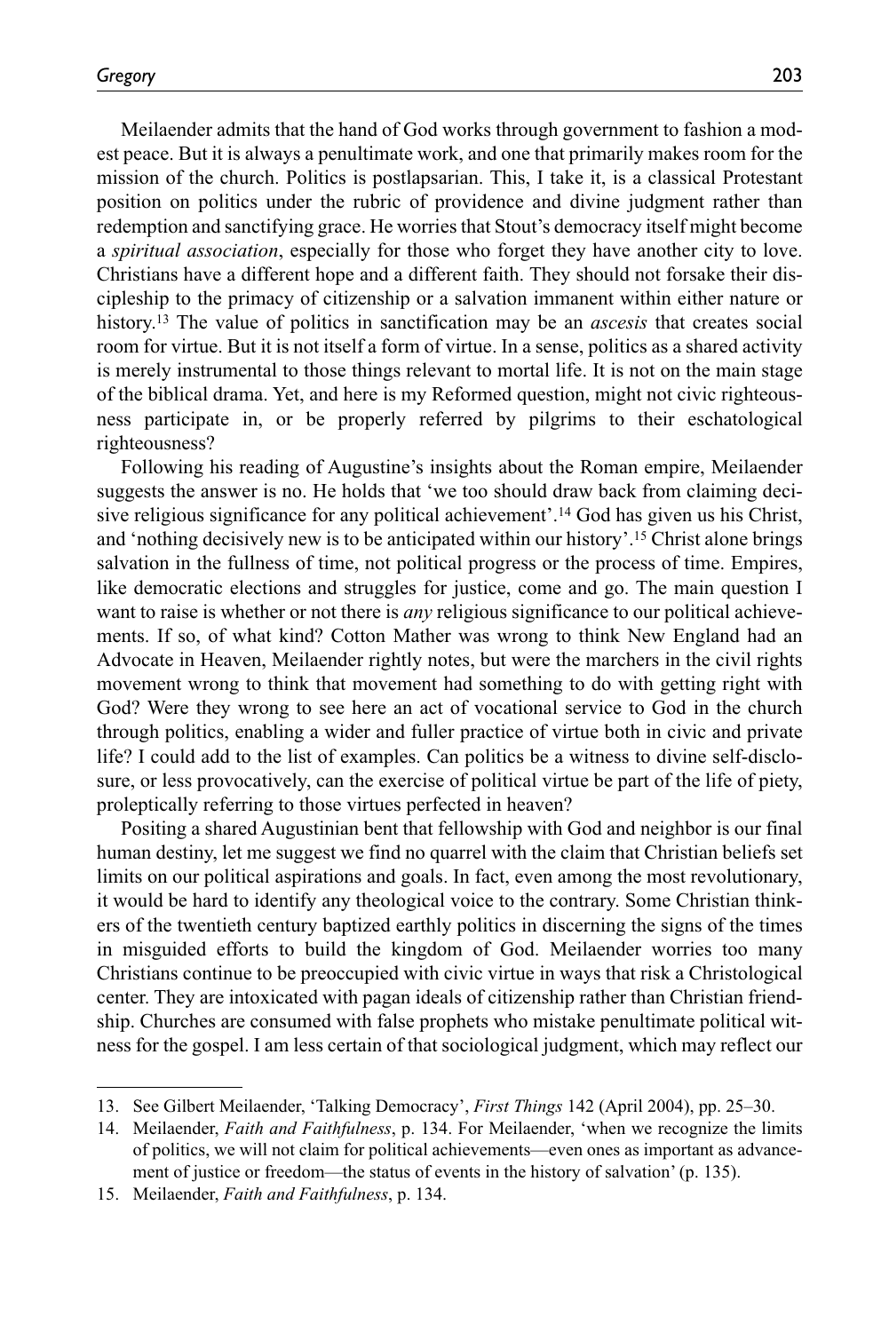Meilaender admits that the hand of God works through government to fashion a modest peace. But it is always a penultimate work, and one that primarily makes room for the mission of the church. Politics is postlapsarian. This, I take it, is a classical Protestant position on politics under the rubric of providence and divine judgment rather than redemption and sanctifying grace. He worries that Stout's democracy itself might become a *spiritual association*, especially for those who forget they have another city to love. Christians have a different hope and a different faith. They should not forsake their discipleship to the primacy of citizenship or a salvation immanent within either nature or history.[13] The value of politics in sanctification may be an *ascesis* that creates social room for virtue. But it is not itself a form of virtue. In a sense, politics as a shared activity is merely instrumental to those things relevant to mortal life. It is not on the main stage of the biblical drama. Yet, and here is my Reformed question, might not civic righteousness participate in, or be properly referred by pilgrims to their eschatological righteousness?

Following his reading of Augustine's insights about the Roman empire, Meilaender suggests the answer is no. He holds that 'we too should draw back from claiming decisive religious significance for any political achievement'.[14] God has given us his Christ, and 'nothing decisively new is to be anticipated within our history'.[15] Christ alone brings salvation in the fullness of time, not political progress or the process of time. Empires, like democratic elections and struggles for justice, come and go. The main question I want to raise is whether or not there is *any* religious significance to our political achievements. If so, of what kind? Cotton Mather was wrong to think New England had an Advocate in Heaven, Meilaender rightly notes, but were the marchers in the civil rights movement wrong to think that movement had something to do with getting right with God? Were they wrong to see here an act of vocational service to God in the church through politics, enabling a wider and fuller practice of virtue both in civic and private life? I could add to the list of examples. Can politics be a witness to divine self-disclosure, or less provocatively, can the exercise of political virtue be part of the life of piety, proleptically referring to those virtues perfected in heaven?

Positing a shared Augustinian bent that fellowship with God and neighbor is our final human destiny, let me suggest we find no quarrel with the claim that Christian beliefs set limits on our political aspirations and goals. In fact, even among the most revolutionary, it would be hard to identify any theological voice to the contrary. Some Christian thinkers of the twentieth century baptized earthly politics in discerning the signs of the times in misguided efforts to build the kingdom of God. Meilaender worries too many Christians continue to be preoccupied with civic virtue in ways that risk a Christological center. They are intoxicated with pagan ideals of citizenship rather than Christian friendship. Churches are consumed with false prophets who mistake penultimate political witness for the gospel. I am less certain of that sociological judgment, which may reflect our

---

13. See Gilbert Meilaender, 'Talking Democracy', *First Things* 142 (April 2004), pp. 25–30.
14. Meilaender, *Faith and Faithfulness*, p. 134. For Meilaender, 'when we recognize the limits of politics, we will not claim for political achievements—even ones as important as advancement of justice or freedom—the status of events in the history of salvation' (p. 135).
15. Meilaender, *Faith and Faithfulness*, p. 134.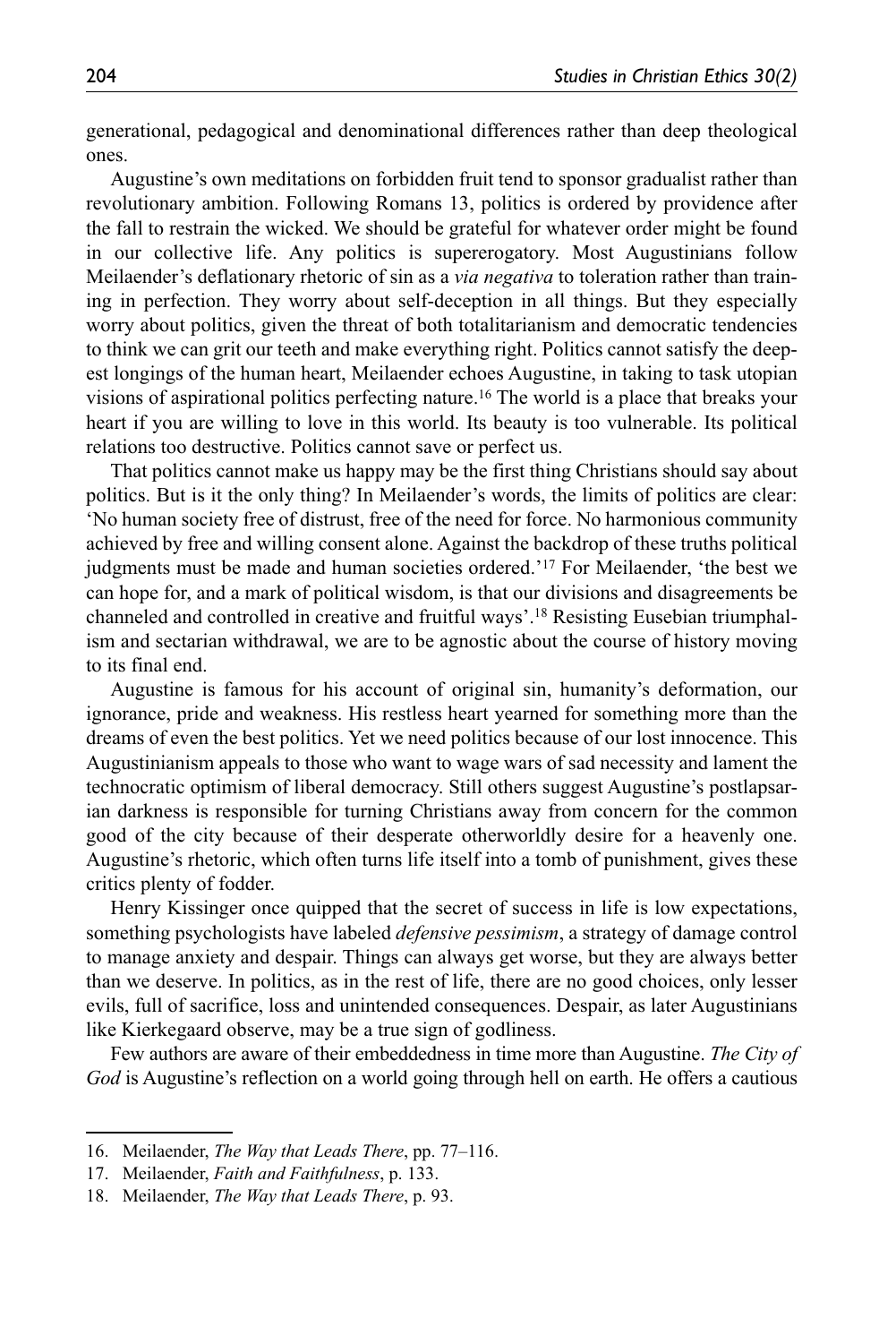generational, pedagogical and denominational differences rather than deep theological ones.

Augustine's own meditations on forbidden fruit tend to sponsor gradualist rather than revolutionary ambition. Following Romans 13, politics is ordered by providence after the fall to restrain the wicked. We should be grateful for whatever order might be found in our collective life. Any politics is supererogatory. Most Augustinians follow Meilaender's deflationary rhetoric of sin as a *via negativa* to toleration rather than training in perfection. They worry about self-deception in all things. But they especially worry about politics, given the threat of both totalitarianism and democratic tendencies to think we can grit our teeth and make everything right. Politics cannot satisfy the deepest longings of the human heart, Meilaender echoes Augustine, in taking to task utopian visions of aspirational politics perfecting nature.[16] The world is a place that breaks your heart if you are willing to love in this world. Its beauty is too vulnerable. Its political relations too destructive. Politics cannot save or perfect us.

That politics cannot make us happy may be the first thing Christians should say about politics. But is it the only thing? In Meilaender's words, the limits of politics are clear: 'No human society free of distrust, free of the need for force. No harmonious community achieved by free and willing consent alone. Against the backdrop of these truths political judgments must be made and human societies ordered.'[17] For Meilaender, 'the best we can hope for, and a mark of political wisdom, is that our divisions and disagreements be channeled and controlled in creative and fruitful ways'.[18] Resisting Eusebian triumphalism and sectarian withdrawal, we are to be agnostic about the course of history moving to its final end.

Augustine is famous for his account of original sin, humanity's deformation, our ignorance, pride and weakness. His restless heart yearned for something more than the dreams of even the best politics. Yet we need politics because of our lost innocence. This Augustinianism appeals to those who want to wage wars of sad necessity and lament the technocratic optimism of liberal democracy. Still others suggest Augustine's postlapsarian darkness is responsible for turning Christians away from concern for the common good of the city because of their desperate otherworldly desire for a heavenly one. Augustine's rhetoric, which often turns life itself into a tomb of punishment, gives these critics plenty of fodder.

Henry Kissinger once quipped that the secret of success in life is low expectations, something psychologists have labeled *defensive pessimism*, a strategy of damage control to manage anxiety and despair. Things can always get worse, but they are always better than we deserve. In politics, as in the rest of life, there are no good choices, only lesser evils, full of sacrifice, loss and unintended consequences. Despair, as later Augustinians like Kierkegaard observe, may be a true sign of godliness.

Few authors are aware of their embeddedness in time more than Augustine. *The City of God* is Augustine's reflection on a world going through hell on earth. He offers a cautious

16. Meilaender, *The Way that Leads There*, pp. 77–116.
17. Meilaender, *Faith and Faithfulness*, p. 133.
18. Meilaender, *The Way that Leads There*, p. 93.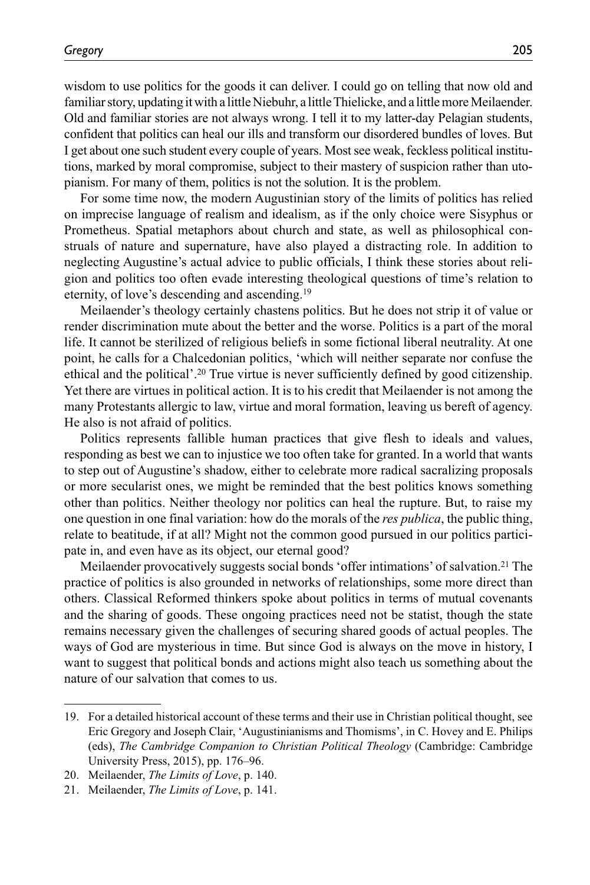wisdom to use politics for the goods it can deliver. I could go on telling that now old and familiar story, updating it with a little Niebuhr, a little Thielicke, and a little more Meilaender. Old and familiar stories are not always wrong. I tell it to my latter-day Pelagian students, confident that politics can heal our ills and transform our disordered bundles of loves. But I get about one such student every couple of years. Most see weak, feckless political institutions, marked by moral compromise, subject to their mastery of suspicion rather than utopianism. For many of them, politics is not the solution. It is the problem.

For some time now, the modern Augustinian story of the limits of politics has relied on imprecise language of realism and idealism, as if the only choice were Sisyphus or Prometheus. Spatial metaphors about church and state, as well as philosophical construals of nature and supernature, have also played a distracting role. In addition to neglecting Augustine's actual advice to public officials, I think these stories about religion and politics too often evade interesting theological questions of time's relation to eternity, of love's descending and ascending.[19]

Meilaender's theology certainly chastens politics. But he does not strip it of value or render discrimination mute about the better and the worse. Politics is a part of the moral life. It cannot be sterilized of religious beliefs in some fictional liberal neutrality. At one point, he calls for a Chalcedonian politics, 'which will neither separate nor confuse the ethical and the political'.[20] True virtue is never sufficiently defined by good citizenship. Yet there are virtues in political action. It is to his credit that Meilaender is not among the many Protestants allergic to law, virtue and moral formation, leaving us bereft of agency. He also is not afraid of politics.

Politics represents fallible human practices that give flesh to ideals and values, responding as best we can to injustice we too often take for granted. In a world that wants to step out of Augustine's shadow, either to celebrate more radical sacralizing proposals or more secularist ones, we might be reminded that the best politics knows something other than politics. Neither theology nor politics can heal the rupture. But, to raise my one question in one final variation: how do the morals of the *res publica*, the public thing, relate to beatitude, if at all? Might not the common good pursued in our politics participate in, and even have as its object, our eternal good?

Meilaender provocatively suggests social bonds 'offer intimations' of salvation.[21] The practice of politics is also grounded in networks of relationships, some more direct than others. Classical Reformed thinkers spoke about politics in terms of mutual covenants and the sharing of goods. These ongoing practices need not be statist, though the state remains necessary given the challenges of securing shared goods of actual peoples. The ways of God are mysterious in time. But since God is always on the move in history, I want to suggest that political bonds and actions might also teach us something about the nature of our salvation that comes to us.

---

19. For a detailed historical account of these terms and their use in Christian political thought, see Eric Gregory and Joseph Clair, 'Augustinianisms and Thomisms', in C. Hovey and E. Philips (eds), *The Cambridge Companion to Christian Political Theology* (Cambridge: Cambridge University Press, 2015), pp. 176–96.
20. Meilaender, *The Limits of Love*, p. 140.
21. Meilaender, *The Limits of Love*, p. 141.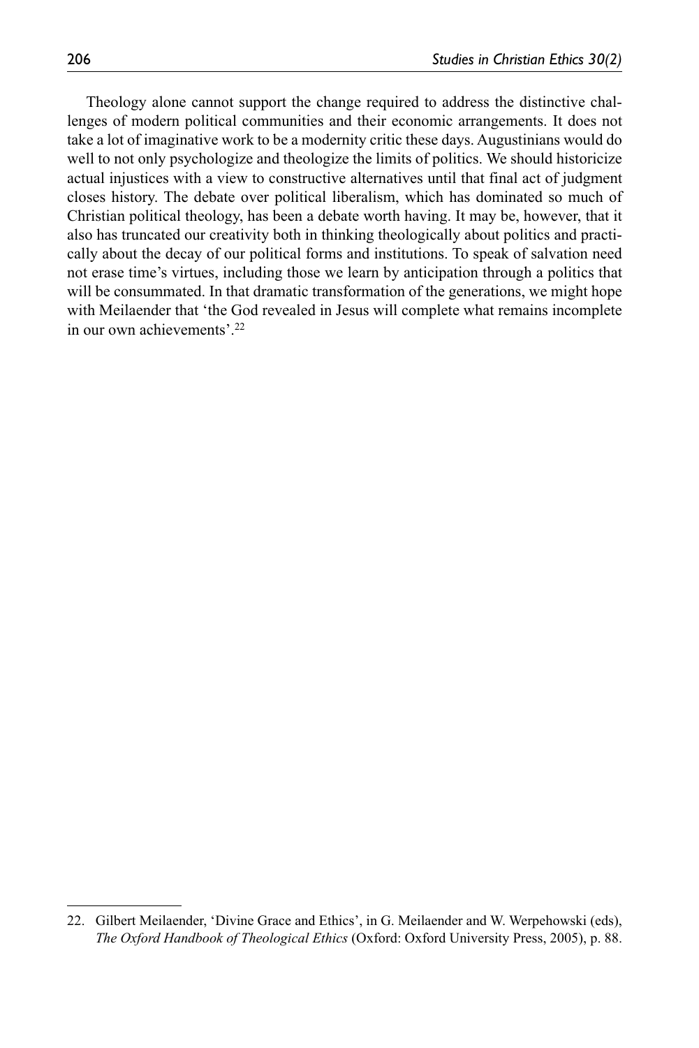Theology alone cannot support the change required to address the distinctive challenges of modern political communities and their economic arrangements. It does not take a lot of imaginative work to be a modernity critic these days. Augustinians would do well to not only psychologize and theologize the limits of politics. We should historicize actual injustices with a view to constructive alternatives until that final act of judgment closes history. The debate over political liberalism, which has dominated so much of Christian political theology, has been a debate worth having. It may be, however, that it also has truncated our creativity both in thinking theologically about politics and practically about the decay of our political forms and institutions. To speak of salvation need not erase time's virtues, including those we learn by anticipation through a politics that will be consummated. In that dramatic transformation of the generations, we might hope with Meilaender that 'the God revealed in Jesus will complete what remains incomplete in our own achievements'.[22]

---

22. Gilbert Meilaender, 'Divine Grace and Ethics', in G. Meilaender and W. Werpehowski (eds), *The Oxford Handbook of Theological Ethics* (Oxford: Oxford University Press, 2005), p. 88.